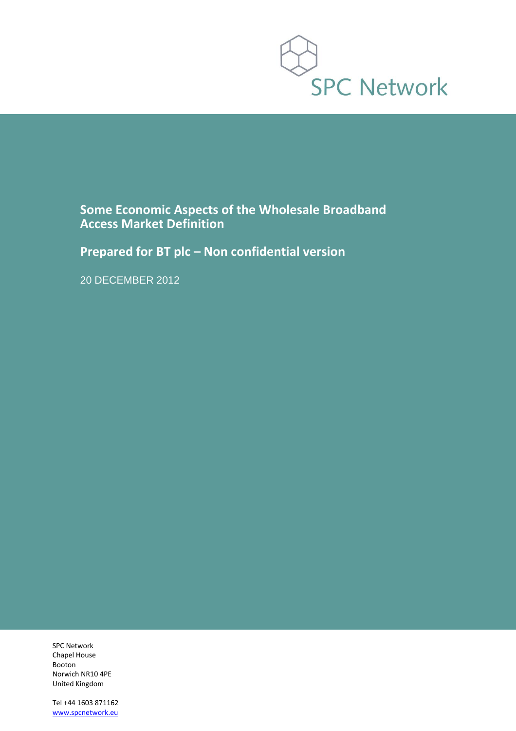SPC Network

# Some Economic Aspects of the Wholesale Broadband Access Market Definition

## Prepared for BT plc – Non confidential version

20 DECEMBER 2012

SPC Network
Chapel House
Booton
Norwich NR10 4PE
United Kingdom

Tel +44 1603 871162
www.spcnetwork.eu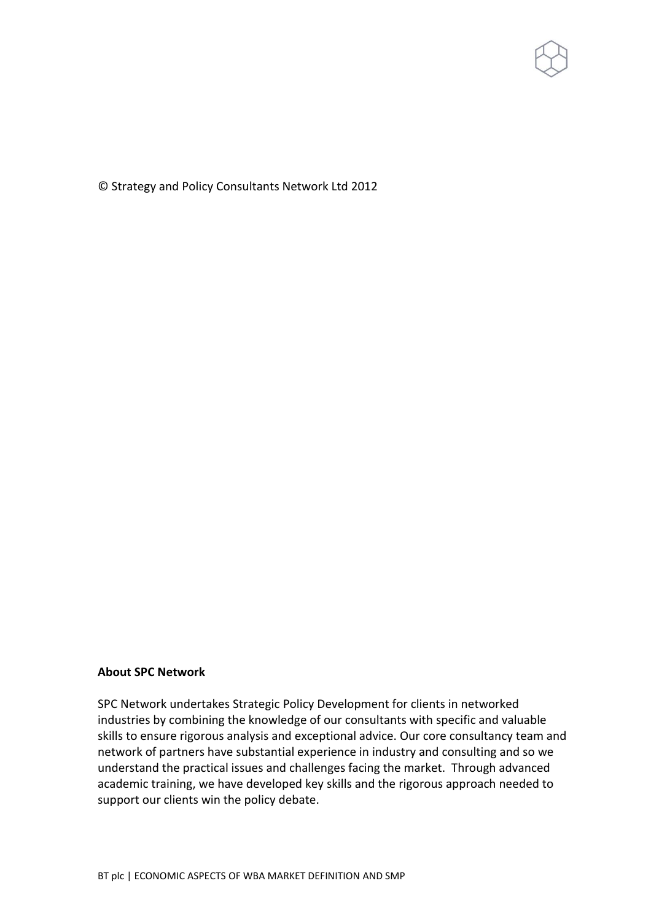© Strategy and Policy Consultants Network Ltd 2012

**About SPC Network**

SPC Network undertakes Strategic Policy Development for clients in networked industries by combining the knowledge of our consultants with specific and valuable skills to ensure rigorous analysis and exceptional advice. Our core consultancy team and network of partners have substantial experience in industry and consulting and so we understand the practical issues and challenges facing the market. Through advanced academic training, we have developed key skills and the rigorous approach needed to support our clients win the policy debate.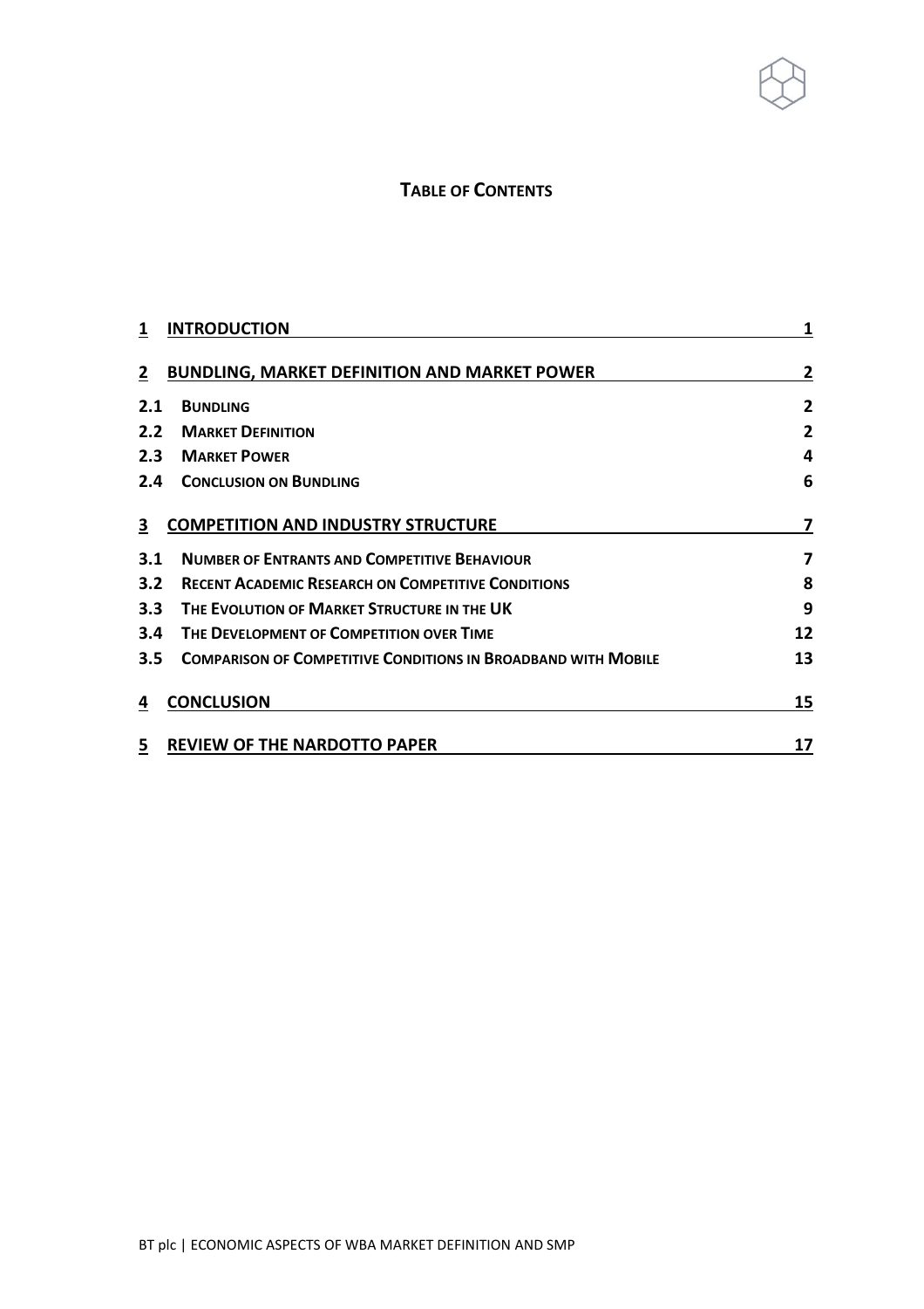**TABLE OF CONTENTS**

| | | |
|---|---|---|
| **1** | **INTRODUCTION** | **1** |
| **2** | **BUNDLING, MARKET DEFINITION AND MARKET POWER** | **2** |
| **2.1** | **BUNDLING** | **2** |
| **2.2** | **MARKET DEFINITION** | **2** |
| **2.3** | **MARKET POWER** | **4** |
| **2.4** | **CONCLUSION ON BUNDLING** | **6** |
| **3** | **COMPETITION AND INDUSTRY STRUCTURE** | **7** |
| **3.1** | **NUMBER OF ENTRANTS AND COMPETITIVE BEHAVIOUR** | **7** |
| **3.2** | **RECENT ACADEMIC RESEARCH ON COMPETITIVE CONDITIONS** | **8** |
| **3.3** | **THE EVOLUTION OF MARKET STRUCTURE IN THE UK** | **9** |
| **3.4** | **THE DEVELOPMENT OF COMPETITION OVER TIME** | **12** |
| **3.5** | **COMPARISON OF COMPETITIVE CONDITIONS IN BROADBAND WITH MOBILE** | **13** |
| **4** | **CONCLUSION** | **15** |
| **5** | **REVIEW OF THE NARDOTTO PAPER** | **17** |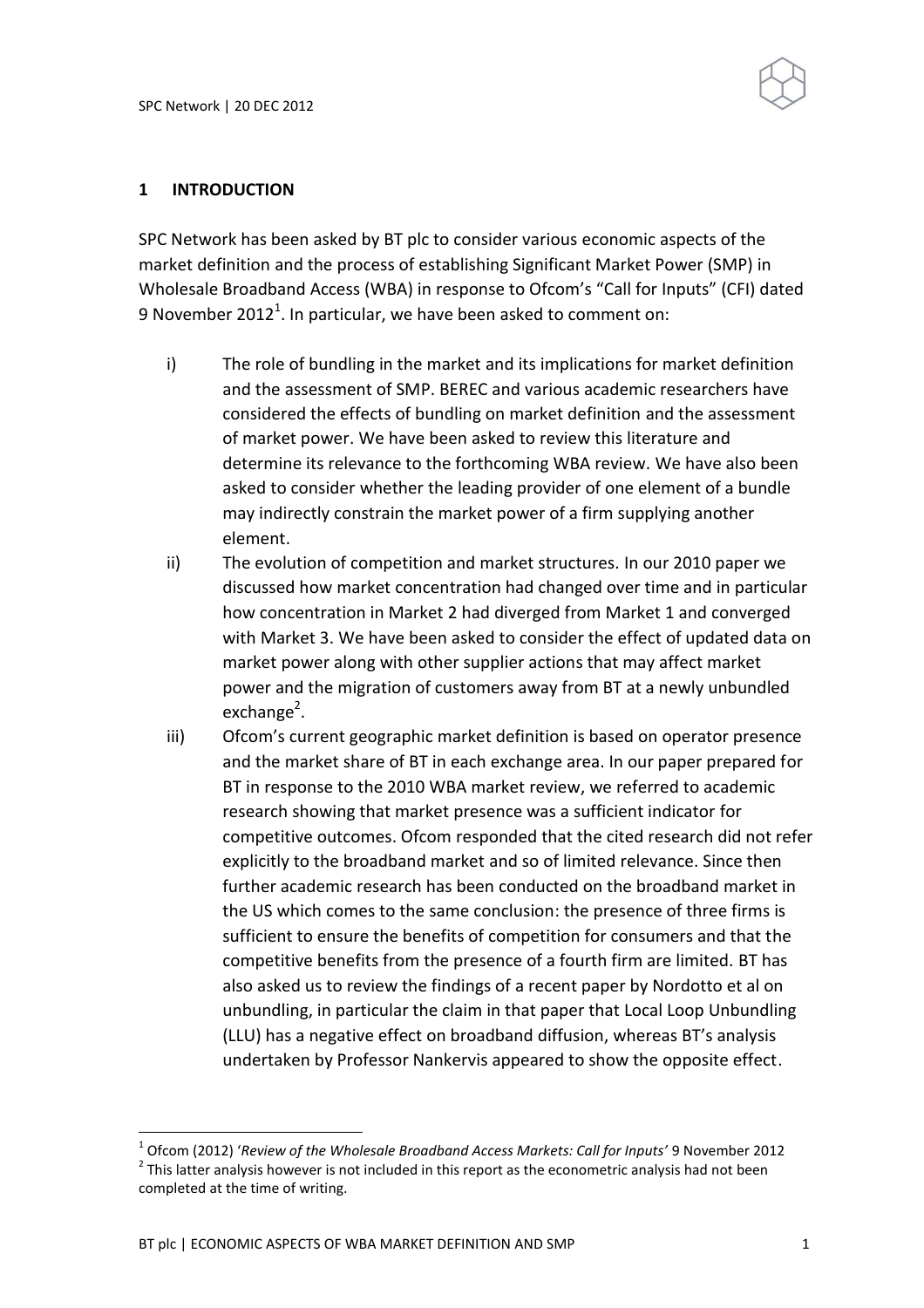## 1 INTRODUCTION

SPC Network has been asked by BT plc to consider various economic aspects of the market definition and the process of establishing Significant Market Power (SMP) in Wholesale Broadband Access (WBA) in response to Ofcom's "Call for Inputs" (CFI) dated 9 November 2012[1]. In particular, we have been asked to comment on:

i) The role of bundling in the market and its implications for market definition and the assessment of SMP. BEREC and various academic researchers have considered the effects of bundling on market definition and the assessment of market power. We have been asked to review this literature and determine its relevance to the forthcoming WBA review. We have also been asked to consider whether the leading provider of one element of a bundle may indirectly constrain the market power of a firm supplying another element.

ii) The evolution of competition and market structures. In our 2010 paper we discussed how market concentration had changed over time and in particular how concentration in Market 2 had diverged from Market 1 and converged with Market 3. We have been asked to consider the effect of updated data on market power along with other supplier actions that may affect market power and the migration of customers away from BT at a newly unbundled exchange[2].

iii) Ofcom's current geographic market definition is based on operator presence and the market share of BT in each exchange area. In our paper prepared for BT in response to the 2010 WBA market review, we referred to academic research showing that market presence was a sufficient indicator for competitive outcomes. Ofcom responded that the cited research did not refer explicitly to the broadband market and so of limited relevance. Since then further academic research has been conducted on the broadband market in the US which comes to the same conclusion: the presence of three firms is sufficient to ensure the benefits of competition for consumers and that the competitive benefits from the presence of a fourth firm are limited. BT has also asked us to review the findings of a recent paper by Nordotto et al on unbundling, in particular the claim in that paper that Local Loop Unbundling (LLU) has a negative effect on broadband diffusion, whereas BT's analysis undertaken by Professor Nankervis appeared to show the opposite effect.

---

[1] Ofcom (2012) '*Review of the Wholesale Broadband Access Markets: Call for Inputs*' 9 November 2012

[2] This latter analysis however is not included in this report as the econometric analysis had not been completed at the time of writing.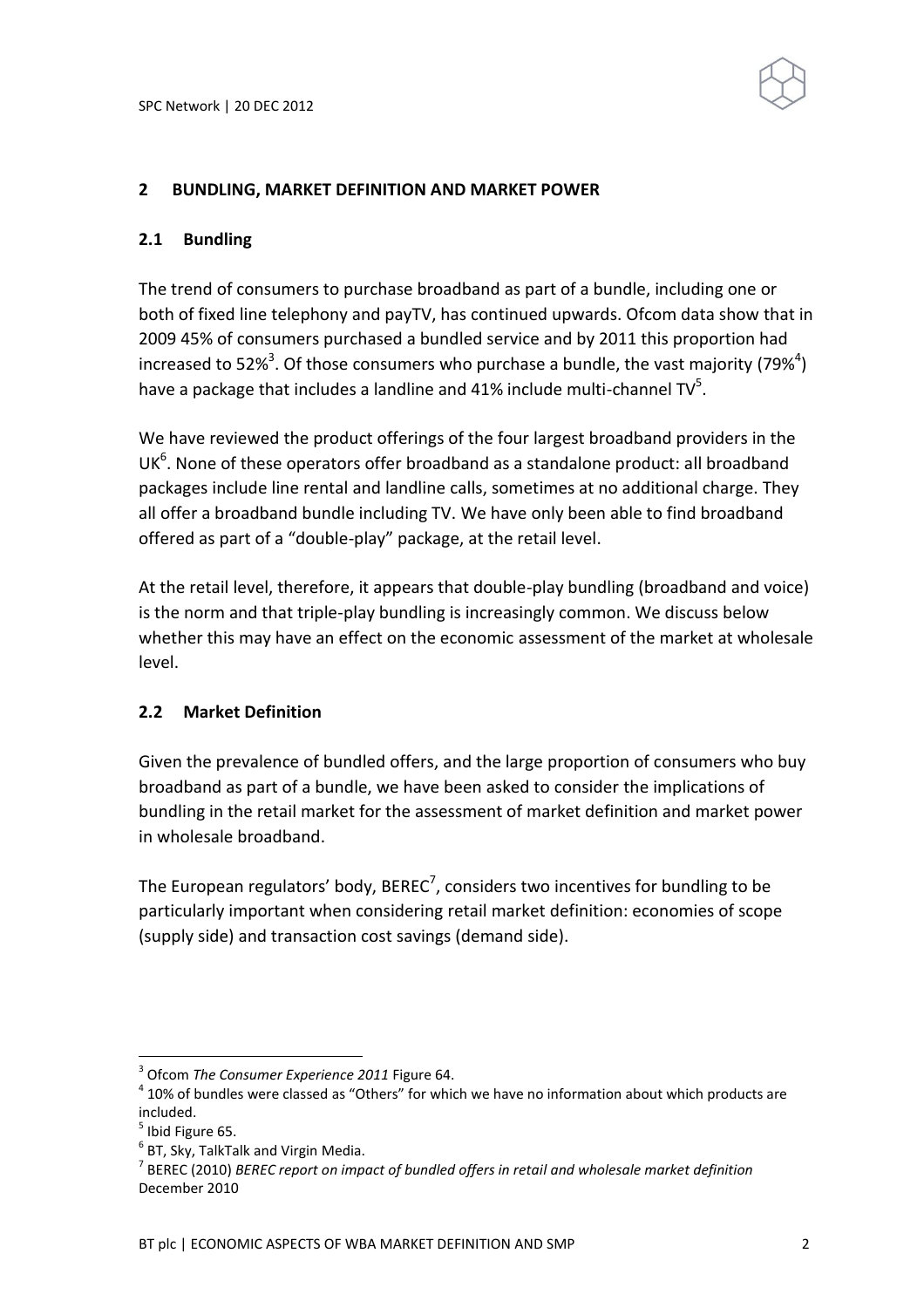## 2 BUNDLING, MARKET DEFINITION AND MARKET POWER

### 2.1 Bundling

The trend of consumers to purchase broadband as part of a bundle, including one or both of fixed line telephony and payTV, has continued upwards. Ofcom data show that in 2009 45% of consumers purchased a bundled service and by 2011 this proportion had increased to 52%[3]. Of those consumers who purchase a bundle, the vast majority (79%[4]) have a package that includes a landline and 41% include multi-channel TV[5].

We have reviewed the product offerings of the four largest broadband providers in the UK[6]. None of these operators offer broadband as a standalone product: all broadband packages include line rental and landline calls, sometimes at no additional charge. They all offer a broadband bundle including TV. We have only been able to find broadband offered as part of a "double-play" package, at the retail level.

At the retail level, therefore, it appears that double-play bundling (broadband and voice) is the norm and that triple-play bundling is increasingly common. We discuss below whether this may have an effect on the economic assessment of the market at wholesale level.

### 2.2 Market Definition

Given the prevalence of bundled offers, and the large proportion of consumers who buy broadband as part of a bundle, we have been asked to consider the implications of bundling in the retail market for the assessment of market definition and market power in wholesale broadband.

The European regulators' body, BEREC[7], considers two incentives for bundling to be particularly important when considering retail market definition: economies of scope (supply side) and transaction cost savings (demand side).

---

[3] Ofcom *The Consumer Experience 2011* Figure 64.

[4] 10% of bundles were classed as "Others" for which we have no information about which products are included.

[5] Ibid Figure 65.

[6] BT, Sky, TalkTalk and Virgin Media.

[7] BEREC (2010) *BEREC report on impact of bundled offers in retail and wholesale market definition* December 2010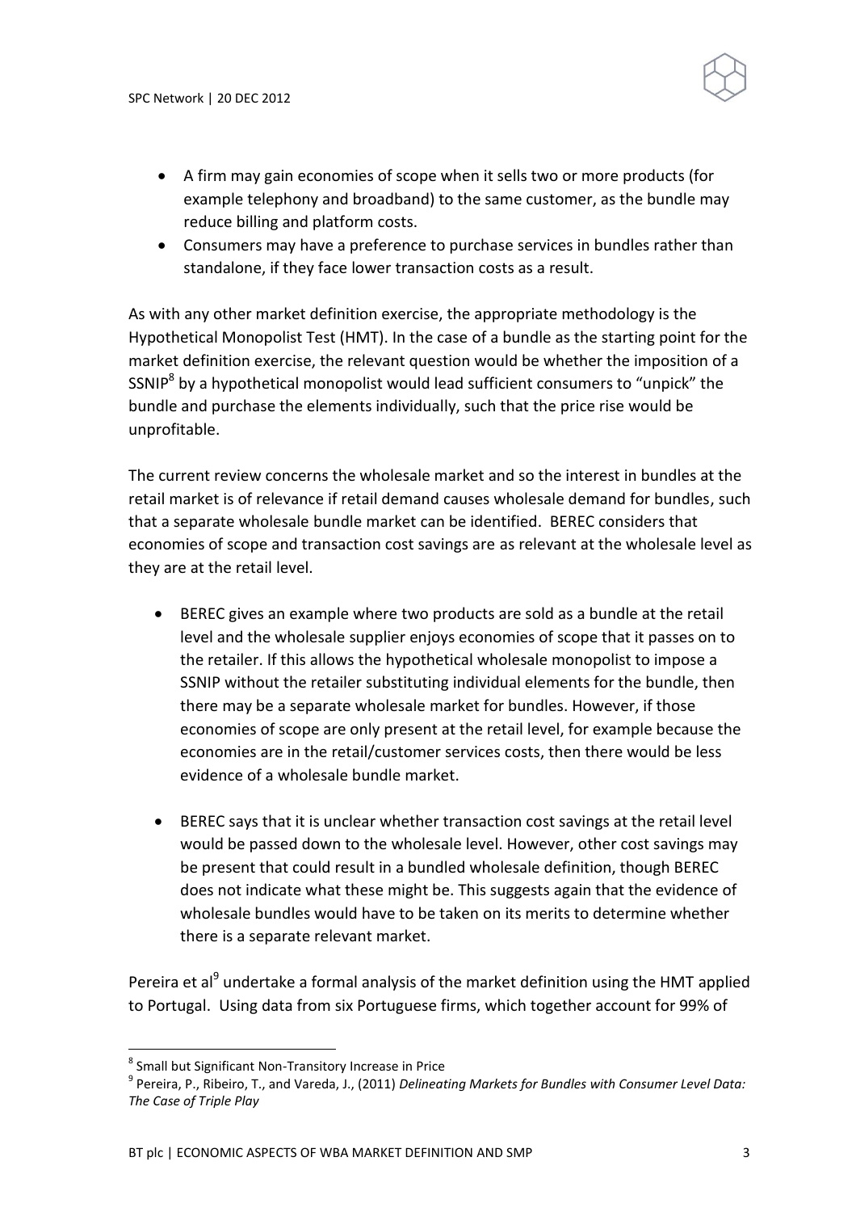- A firm may gain economies of scope when it sells two or more products (for example telephony and broadband) to the same customer, as the bundle may reduce billing and platform costs.
- Consumers may have a preference to purchase services in bundles rather than standalone, if they face lower transaction costs as a result.

As with any other market definition exercise, the appropriate methodology is the Hypothetical Monopolist Test (HMT). In the case of a bundle as the starting point for the market definition exercise, the relevant question would be whether the imposition of a SSNIP[8] by a hypothetical monopolist would lead sufficient consumers to "unpick" the bundle and purchase the elements individually, such that the price rise would be unprofitable.

The current review concerns the wholesale market and so the interest in bundles at the retail market is of relevance if retail demand causes wholesale demand for bundles, such that a separate wholesale bundle market can be identified. BEREC considers that economies of scope and transaction cost savings are as relevant at the wholesale level as they are at the retail level.

- BEREC gives an example where two products are sold as a bundle at the retail level and the wholesale supplier enjoys economies of scope that it passes on to the retailer. If this allows the hypothetical wholesale monopolist to impose a SSNIP without the retailer substituting individual elements for the bundle, then there may be a separate wholesale market for bundles. However, if those economies of scope are only present at the retail level, for example because the economies are in the retail/customer services costs, then there would be less evidence of a wholesale bundle market.

- BEREC says that it is unclear whether transaction cost savings at the retail level would be passed down to the wholesale level. However, other cost savings may be present that could result in a bundled wholesale definition, though BEREC does not indicate what these might be. This suggests again that the evidence of wholesale bundles would have to be taken on its merits to determine whether there is a separate relevant market.

Pereira et al[9] undertake a formal analysis of the market definition using the HMT applied to Portugal. Using data from six Portuguese firms, which together account for 99% of

[8] Small but Significant Non-Transitory Increase in Price

[9] Pereira, P., Ribeiro, T., and Vareda, J., (2011) *Delineating Markets for Bundles with Consumer Level Data: The Case of Triple Play*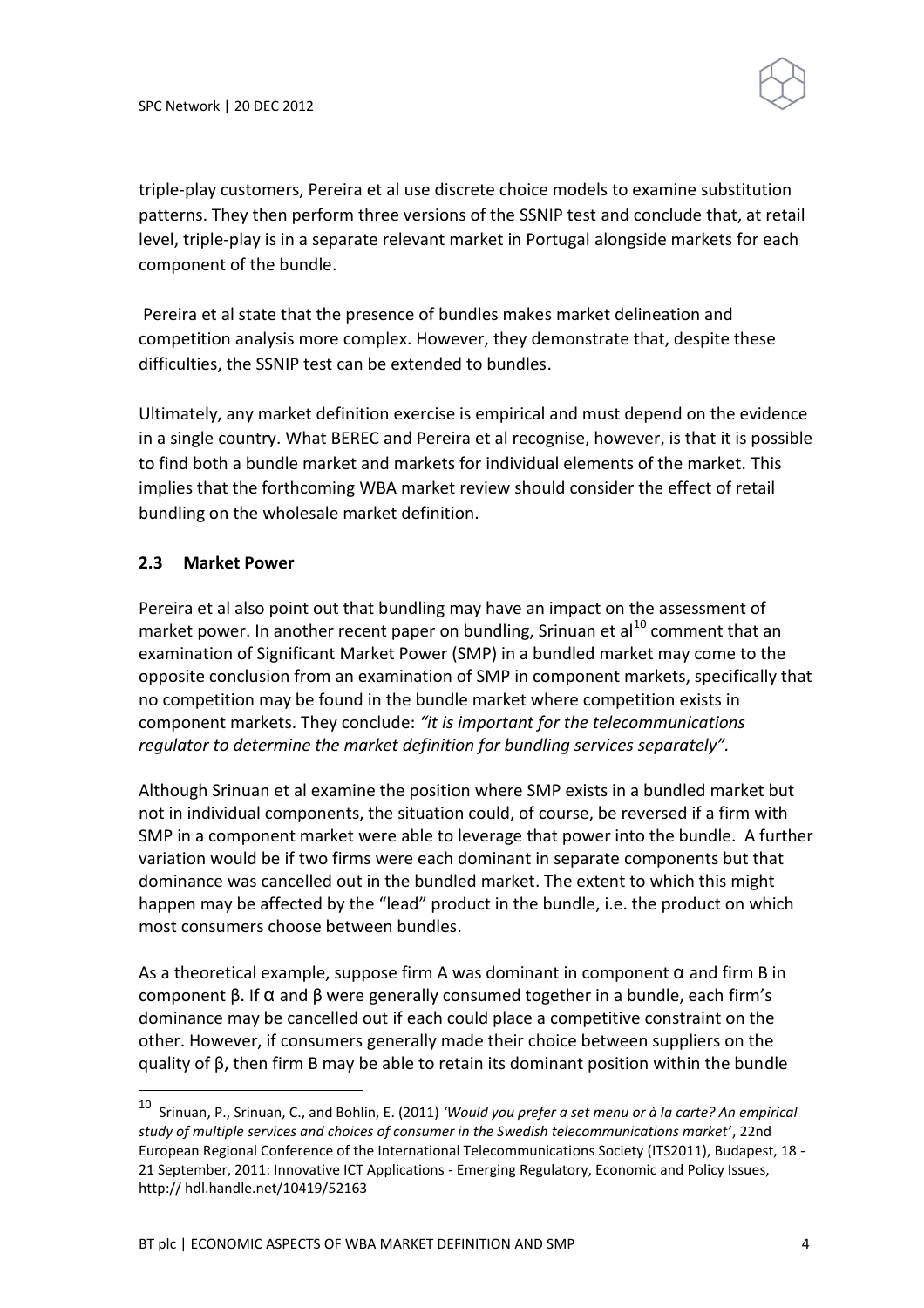triple-play customers, Pereira et al use discrete choice models to examine substitution patterns. They then perform three versions of the SSNIP test and conclude that, at retail level, triple-play is in a separate relevant market in Portugal alongside markets for each component of the bundle.

Pereira et al state that the presence of bundles makes market delineation and competition analysis more complex. However, they demonstrate that, despite these difficulties, the SSNIP test can be extended to bundles.

Ultimately, any market definition exercise is empirical and must depend on the evidence in a single country. What BEREC and Pereira et al recognise, however, is that it is possible to find both a bundle market and markets for individual elements of the market. This implies that the forthcoming WBA market review should consider the effect of retail bundling on the wholesale market definition.

### 2.3 Market Power

Pereira et al also point out that bundling may have an impact on the assessment of market power. In another recent paper on bundling, Srinuan et al[10] comment that an examination of Significant Market Power (SMP) in a bundled market may come to the opposite conclusion from an examination of SMP in component markets, specifically that no competition may be found in the bundle market where competition exists in component markets. They conclude: *"it is important for the telecommunications regulator to determine the market definition for bundling services separately".*

Although Srinuan et al examine the position where SMP exists in a bundled market but not in individual components, the situation could, of course, be reversed if a firm with SMP in a component market were able to leverage that power into the bundle. A further variation would be if two firms were each dominant in separate components but that dominance was cancelled out in the bundled market. The extent to which this might happen may be affected by the "lead" product in the bundle, i.e. the product on which most consumers choose between bundles.

As a theoretical example, suppose firm A was dominant in component α and firm B in component β. If α and β were generally consumed together in a bundle, each firm's dominance may be cancelled out if each could place a competitive constraint on the other. However, if consumers generally made their choice between suppliers on the quality of β, then firm B may be able to retain its dominant position within the bundle

---

[10] Srinuan, P., Srinuan, C., and Bohlin, E. (2011) *'Would you prefer a set menu or à la carte? An empirical study of multiple services and choices of consumer in the Swedish telecommunications market'*, 22nd European Regional Conference of the International Telecommunications Society (ITS2011), Budapest, 18 - 21 September, 2011: Innovative ICT Applications - Emerging Regulatory, Economic and Policy Issues, http:// hdl.handle.net/10419/52163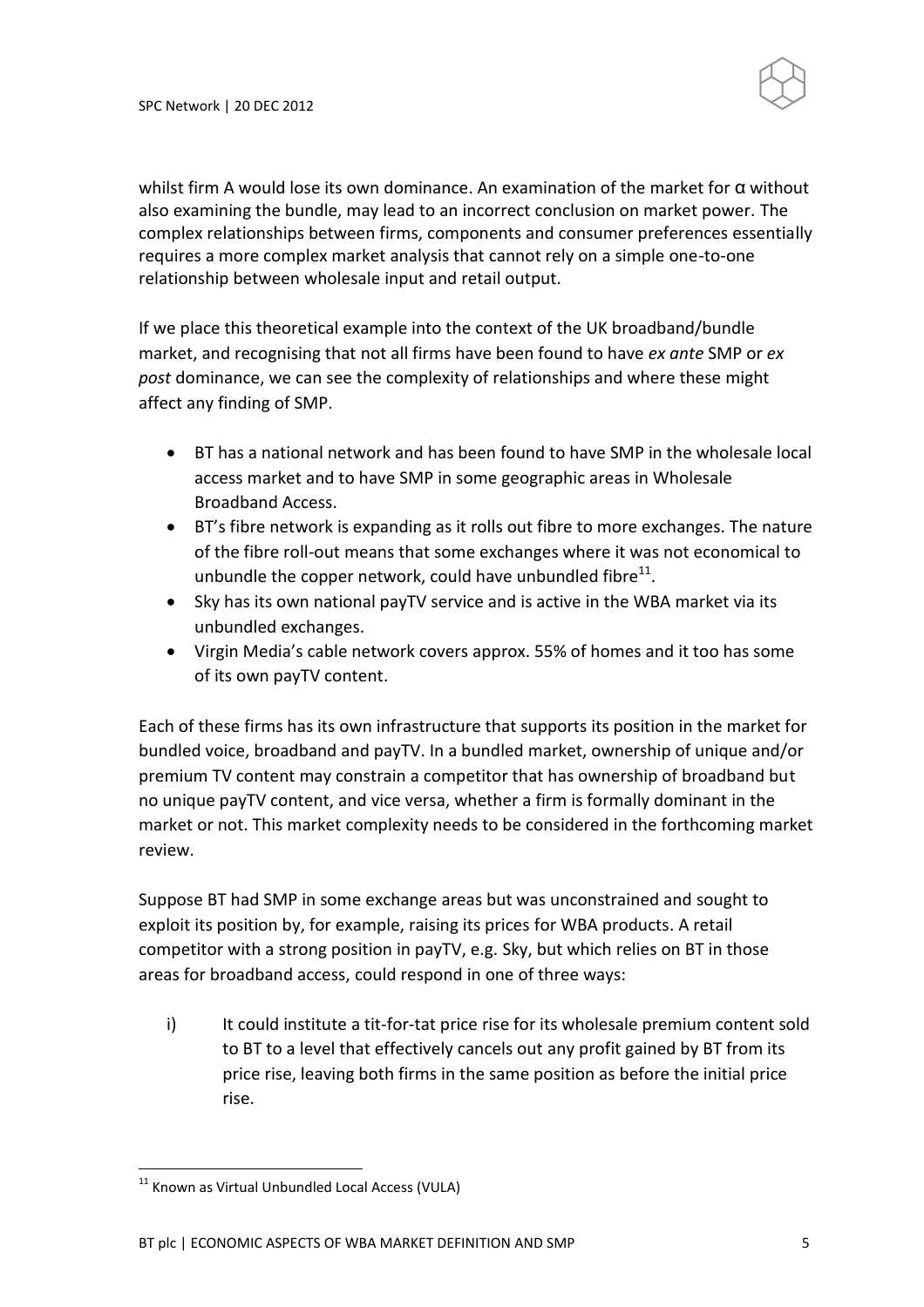whilst firm A would lose its own dominance. An examination of the market for α without also examining the bundle, may lead to an incorrect conclusion on market power. The complex relationships between firms, components and consumer preferences essentially requires a more complex market analysis that cannot rely on a simple one-to-one relationship between wholesale input and retail output.

If we place this theoretical example into the context of the UK broadband/bundle market, and recognising that not all firms have been found to have *ex ante* SMP or *ex post* dominance, we can see the complexity of relationships and where these might affect any finding of SMP.

- BT has a national network and has been found to have SMP in the wholesale local access market and to have SMP in some geographic areas in Wholesale Broadband Access.
- BT's fibre network is expanding as it rolls out fibre to more exchanges. The nature of the fibre roll-out means that some exchanges where it was not economical to unbundle the copper network, could have unbundled fibre[11].
- Sky has its own national payTV service and is active in the WBA market via its unbundled exchanges.
- Virgin Media's cable network covers approx. 55% of homes and it too has some of its own payTV content.

Each of these firms has its own infrastructure that supports its position in the market for bundled voice, broadband and payTV. In a bundled market, ownership of unique and/or premium TV content may constrain a competitor that has ownership of broadband but no unique payTV content, and vice versa, whether a firm is formally dominant in the market or not. This market complexity needs to be considered in the forthcoming market review.

Suppose BT had SMP in some exchange areas but was unconstrained and sought to exploit its position by, for example, raising its prices for WBA products. A retail competitor with a strong position in payTV, e.g. Sky, but which relies on BT in those areas for broadband access, could respond in one of three ways:

i) It could institute a tit-for-tat price rise for its wholesale premium content sold to BT to a level that effectively cancels out any profit gained by BT from its price rise, leaving both firms in the same position as before the initial price rise.

[11] Known as Virtual Unbundled Local Access (VULA)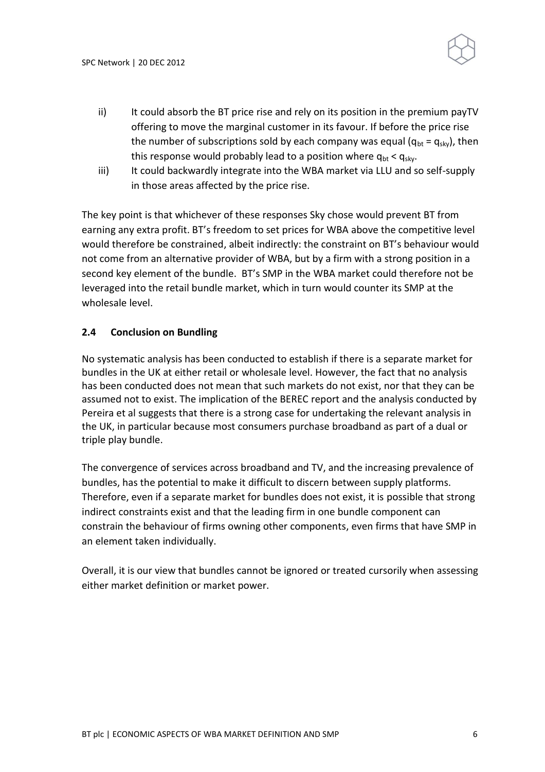ii) It could absorb the BT price rise and rely on its position in the premium payTV offering to move the marginal customer in its favour. If before the price rise the number of subscriptions sold by each company was equal ($q_{bt} = q_{sky}$), then this response would probably lead to a position where $q_{bt} < q_{sky}$.

iii) It could backwardly integrate into the WBA market via LLU and so self-supply in those areas affected by the price rise.

The key point is that whichever of these responses Sky chose would prevent BT from earning any extra profit. BT's freedom to set prices for WBA above the competitive level would therefore be constrained, albeit indirectly: the constraint on BT's behaviour would not come from an alternative provider of WBA, but by a firm with a strong position in a second key element of the bundle. BT's SMP in the WBA market could therefore not be leveraged into the retail bundle market, which in turn would counter its SMP at the wholesale level.

## 2.4 Conclusion on Bundling

No systematic analysis has been conducted to establish if there is a separate market for bundles in the UK at either retail or wholesale level. However, the fact that no analysis has been conducted does not mean that such markets do not exist, nor that they can be assumed not to exist. The implication of the BEREC report and the analysis conducted by Pereira et al suggests that there is a strong case for undertaking the relevant analysis in the UK, in particular because most consumers purchase broadband as part of a dual or triple play bundle.

The convergence of services across broadband and TV, and the increasing prevalence of bundles, has the potential to make it difficult to discern between supply platforms. Therefore, even if a separate market for bundles does not exist, it is possible that strong indirect constraints exist and that the leading firm in one bundle component can constrain the behaviour of firms owning other components, even firms that have SMP in an element taken individually.

Overall, it is our view that bundles cannot be ignored or treated cursorily when assessing either market definition or market power.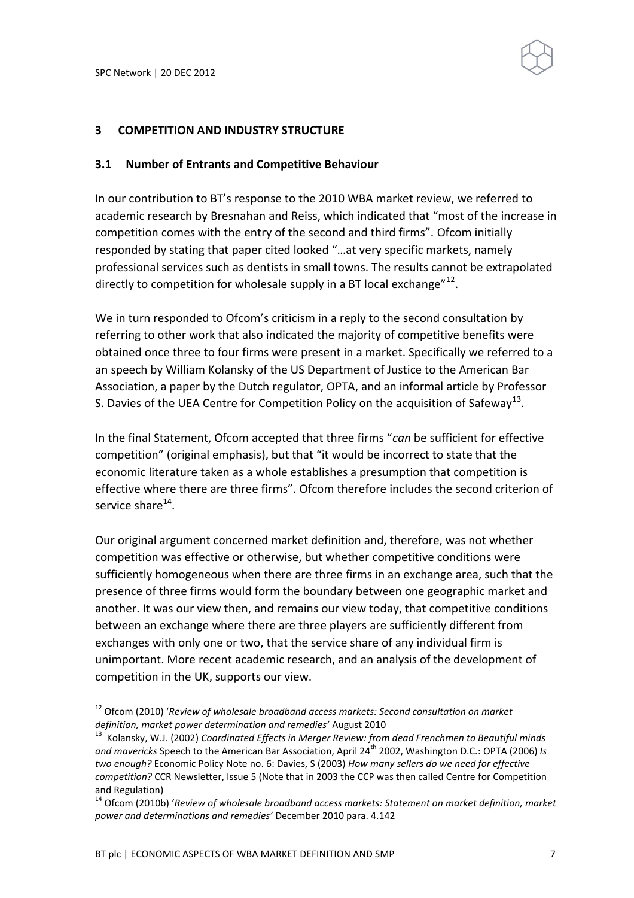## 3 COMPETITION AND INDUSTRY STRUCTURE

### 3.1 Number of Entrants and Competitive Behaviour

In our contribution to BT's response to the 2010 WBA market review, we referred to academic research by Bresnahan and Reiss, which indicated that "most of the increase in competition comes with the entry of the second and third firms". Ofcom initially responded by stating that paper cited looked "…at very specific markets, namely professional services such as dentists in small towns. The results cannot be extrapolated directly to competition for wholesale supply in a BT local exchange"[12].

We in turn responded to Ofcom's criticism in a reply to the second consultation by referring to other work that also indicated the majority of competitive benefits were obtained once three to four firms were present in a market. Specifically we referred to a an speech by William Kolansky of the US Department of Justice to the American Bar Association, a paper by the Dutch regulator, OPTA, and an informal article by Professor S. Davies of the UEA Centre for Competition Policy on the acquisition of Safeway[13].

In the final Statement, Ofcom accepted that three firms "*can* be sufficient for effective competition" (original emphasis), but that "it would be incorrect to state that the economic literature taken as a whole establishes a presumption that competition is effective where there are three firms". Ofcom therefore includes the second criterion of service share[14].

Our original argument concerned market definition and, therefore, was not whether competition was effective or otherwise, but whether competitive conditions were sufficiently homogeneous when there are three firms in an exchange area, such that the presence of three firms would form the boundary between one geographic market and another. It was our view then, and remains our view today, that competitive conditions between an exchange where there are three players are sufficiently different from exchanges with only one or two, that the service share of any individual firm is unimportant. More recent academic research, and an analysis of the development of competition in the UK, supports our view.

---

[12] Ofcom (2010) '*Review of wholesale broadband access markets: Second consultation on market definition, market power determination and remedies'* August 2010

[13] Kolansky, W.J. (2002) *Coordinated Effects in Merger Review: from dead Frenchmen to Beautiful minds and mavericks* Speech to the American Bar Association, April 24th 2002, Washington D.C.: OPTA (2006) *Is two enough?* Economic Policy Note no. 6: Davies, S (2003) *How many sellers do we need for effective competition?* CCR Newsletter, Issue 5 (Note that in 2003 the CCP was then called Centre for Competition and Regulation)

[14] Ofcom (2010b) '*Review of wholesale broadband access markets: Statement on market definition, market power and determinations and remedies'* December 2010 para. 4.142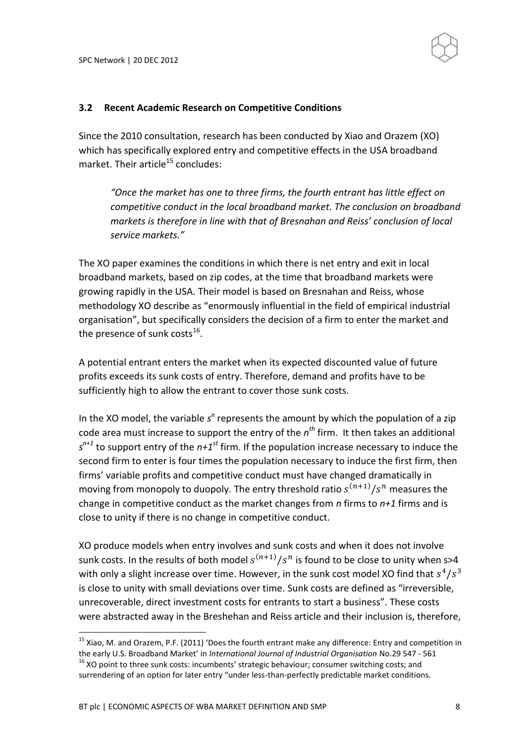### 3.2 Recent Academic Research on Competitive Conditions

Since the 2010 consultation, research has been conducted by Xiao and Orazem (XO) which has specifically explored entry and competitive effects in the USA broadband market. Their article[15] concludes:

> *"Once the market has one to three firms, the fourth entrant has little effect on competitive conduct in the local broadband market. The conclusion on broadband markets is therefore in line with that of Bresnahan and Reiss' conclusion of local service markets."*

The XO paper examines the conditions in which there is net entry and exit in local broadband markets, based on zip codes, at the time that broadband markets were growing rapidly in the USA. Their model is based on Bresnahan and Reiss, whose methodology XO describe as "enormously influential in the field of empirical industrial organisation", but specifically considers the decision of a firm to enter the market and the presence of sunk costs[16].

A potential entrant enters the market when its expected discounted value of future profits exceeds its sunk costs of entry. Therefore, demand and profits have to be sufficiently high to allow the entrant to cover those sunk costs.

In the XO model, the variable $s^n$ represents the amount by which the population of a zip code area must increase to support the entry of the $n^{th}$ firm. It then takes an additional $s^{n+1}$ to support entry of the $n+1^{st}$ firm. If the population increase necessary to induce the second firm to enter is four times the population necessary to induce the first firm, then firms' variable profits and competitive conduct must have changed dramatically in moving from monopoly to duopoly. The entry threshold ratio $s^{(n+1)}/s^n$ measures the change in competitive conduct as the market changes from *n* firms to *n+1* firms and is close to unity if there is no change in competitive conduct.

XO produce models when entry involves and sunk costs and when it does not involve sunk costs. In the results of both model $s^{(n+1)}/s^n$ is found to be close to unity when s>4 with only a slight increase over time. However, in the sunk cost model XO find that $s^4/s^3$ is close to unity with small deviations over time. Sunk costs are defined as "irreversible, unrecoverable, direct investment costs for entrants to start a business". These costs were abstracted away in the Breshehan and Reiss article and their inclusion is, therefore,

---

[15] Xiao, M. and Orazem, P.F. (2011) 'Does the fourth entrant make any difference: Entry and competition in the early U.S. Broadband Market' in *International Journal of Industrial Organisation* No.29 547 - 561

[16] XO point to three sunk costs: incumbents' strategic behaviour; consumer switching costs; and surrendering of an option for later entry "under less-than-perfectly predictable market conditions.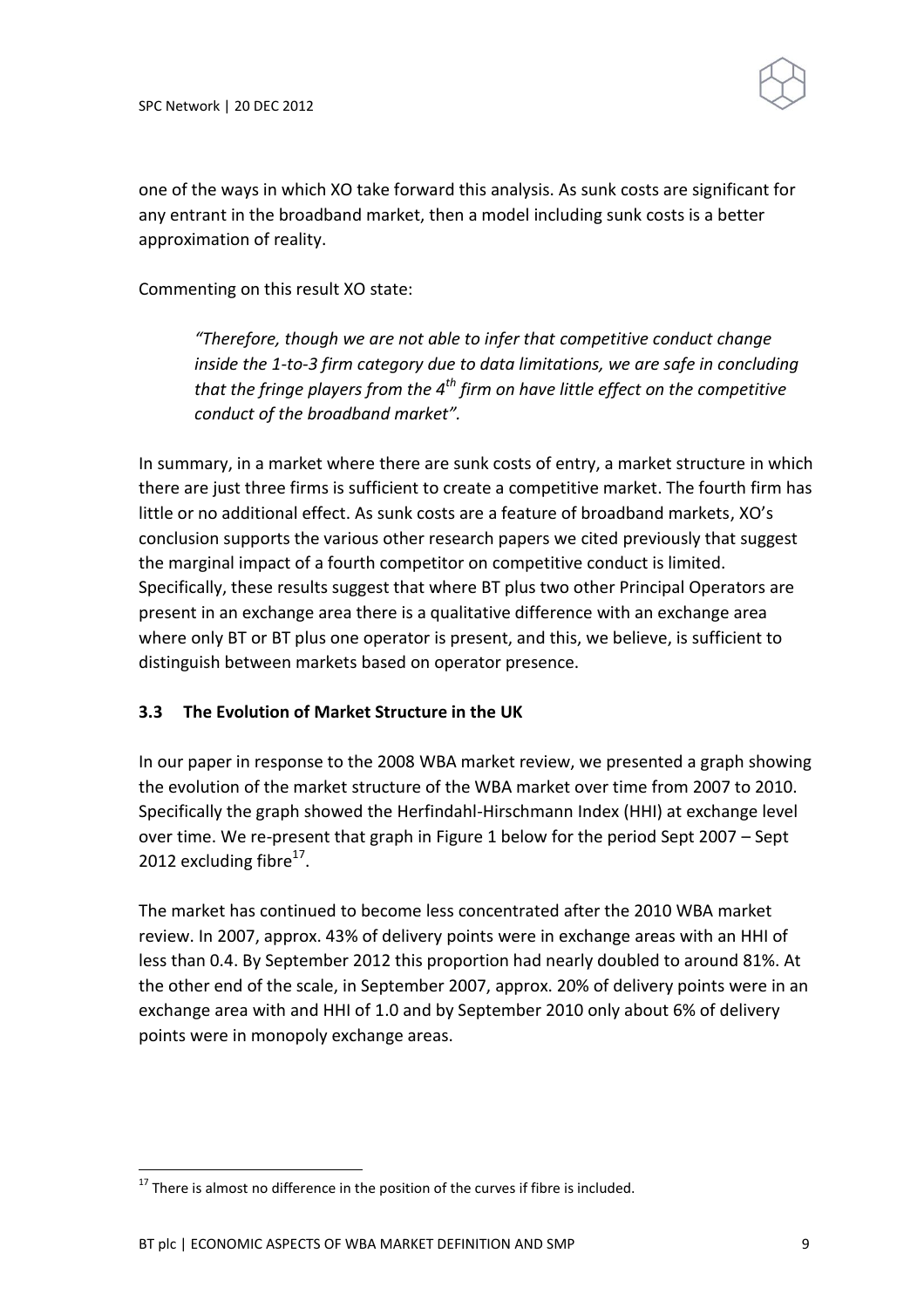one of the ways in which XO take forward this analysis. As sunk costs are significant for any entrant in the broadband market, then a model including sunk costs is a better approximation of reality.

Commenting on this result XO state:

> *"Therefore, though we are not able to infer that competitive conduct change inside the 1-to-3 firm category due to data limitations, we are safe in concluding that the fringe players from the 4th firm on have little effect on the competitive conduct of the broadband market".*

In summary, in a market where there are sunk costs of entry, a market structure in which there are just three firms is sufficient to create a competitive market. The fourth firm has little or no additional effect. As sunk costs are a feature of broadband markets, XO's conclusion supports the various other research papers we cited previously that suggest the marginal impact of a fourth competitor on competitive conduct is limited. Specifically, these results suggest that where BT plus two other Principal Operators are present in an exchange area there is a qualitative difference with an exchange area where only BT or BT plus one operator is present, and this, we believe, is sufficient to distinguish between markets based on operator presence.

### 3.3 The Evolution of Market Structure in the UK

In our paper in response to the 2008 WBA market review, we presented a graph showing the evolution of the market structure of the WBA market over time from 2007 to 2010. Specifically the graph showed the Herfindahl-Hirschmann Index (HHI) at exchange level over time. We re-present that graph in Figure 1 below for the period Sept 2007 – Sept 2012 excluding fibre[17].

The market has continued to become less concentrated after the 2010 WBA market review. In 2007, approx. 43% of delivery points were in exchange areas with an HHI of less than 0.4. By September 2012 this proportion had nearly doubled to around 81%. At the other end of the scale, in September 2007, approx. 20% of delivery points were in an exchange area with and HHI of 1.0 and by September 2010 only about 6% of delivery points were in monopoly exchange areas.

[17] There is almost no difference in the position of the curves if fibre is included.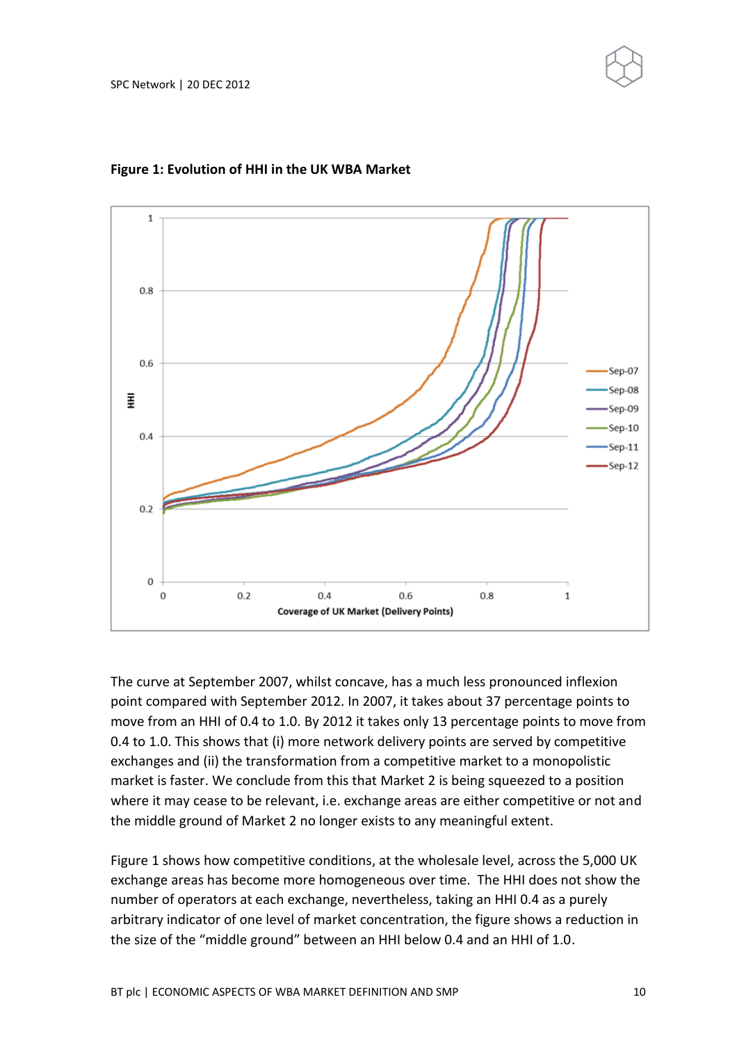**Figure 1: Evolution of HHI in the UK WBA Market**

HHI

1
0.8
0.6
0.4
0.2
0

0
0.2
0.4
0.6
0.8
1

Coverage of UK Market (Delivery Points)

Sep-07
Sep-08
Sep-09
Sep-10
Sep-11
Sep-12

The curve at September 2007, whilst concave, has a much less pronounced inflexion point compared with September 2012. In 2007, it takes about 37 percentage points to move from an HHI of 0.4 to 1.0. By 2012 it takes only 13 percentage points to move from 0.4 to 1.0. This shows that (i) more network delivery points are served by competitive exchanges and (ii) the transformation from a competitive market to a monopolistic market is faster. We conclude from this that Market 2 is being squeezed to a position where it may cease to be relevant, i.e. exchange areas are either competitive or not and the middle ground of Market 2 no longer exists to any meaningful extent.

Figure 1 shows how competitive conditions, at the wholesale level, across the 5,000 UK exchange areas has become more homogeneous over time. The HHI does not show the number of operators at each exchange, nevertheless, taking an HHI 0.4 as a purely arbitrary indicator of one level of market concentration, the figure shows a reduction in the size of the "middle ground" between an HHI below 0.4 and an HHI of 1.0.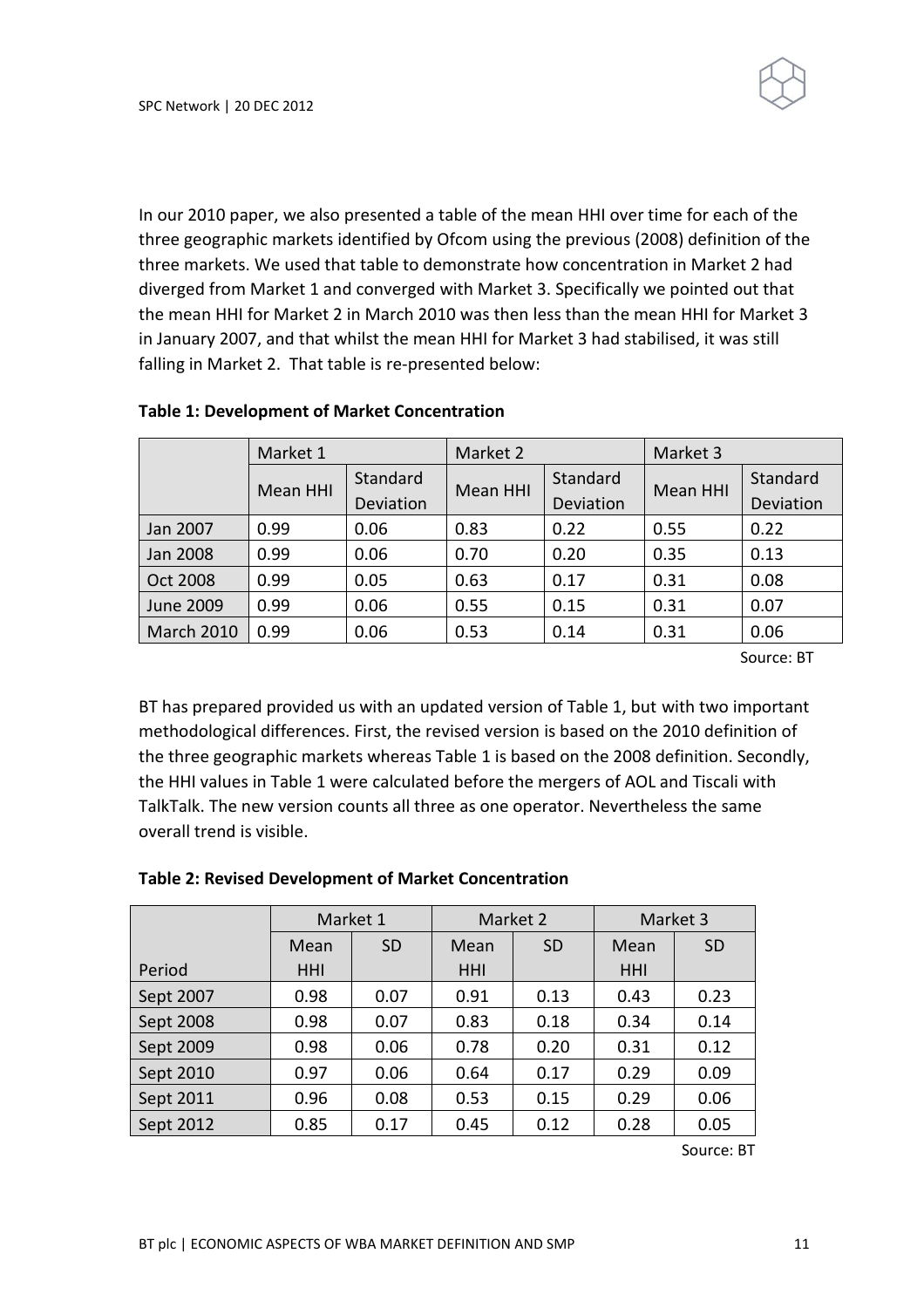In our 2010 paper, we also presented a table of the mean HHI over time for each of the three geographic markets identified by Ofcom using the previous (2008) definition of the three markets. We used that table to demonstrate how concentration in Market 2 had diverged from Market 1 and converged with Market 3. Specifically we pointed out that the mean HHI for Market 2 in March 2010 was then less than the mean HHI for Market 3 in January 2007, and that whilst the mean HHI for Market 3 had stabilised, it was still falling in Market 2. That table is re-presented below:

**Table 1: Development of Market Concentration**

| | Market 1 | | Market 2 | | Market 3 | |
|---|---|---|---|---|---|---|
| | Mean HHI | Standard Deviation | Mean HHI | Standard Deviation | Mean HHI | Standard Deviation |
| Jan 2007 | 0.99 | 0.06 | 0.83 | 0.22 | 0.55 | 0.22 |
| Jan 2008 | 0.99 | 0.06 | 0.70 | 0.20 | 0.35 | 0.13 |
| Oct 2008 | 0.99 | 0.05 | 0.63 | 0.17 | 0.31 | 0.08 |
| June 2009 | 0.99 | 0.06 | 0.55 | 0.15 | 0.31 | 0.07 |
| March 2010 | 0.99 | 0.06 | 0.53 | 0.14 | 0.31 | 0.06 |

Source: BT

BT has prepared provided us with an updated version of Table 1, but with two important methodological differences. First, the revised version is based on the 2010 definition of the three geographic markets whereas Table 1 is based on the 2008 definition. Secondly, the HHI values in Table 1 were calculated before the mergers of AOL and Tiscali with TalkTalk. The new version counts all three as one operator. Nevertheless the same overall trend is visible.

**Table 2: Revised Development of Market Concentration**

| | Market 1 | | Market 2 | | Market 3 | |
|---|---|---|---|---|---|---|
| Period | Mean HHI | SD | Mean HHI | SD | Mean HHI | SD |
| Sept 2007 | 0.98 | 0.07 | 0.91 | 0.13 | 0.43 | 0.23 |
| Sept 2008 | 0.98 | 0.07 | 0.83 | 0.18 | 0.34 | 0.14 |
| Sept 2009 | 0.98 | 0.06 | 0.78 | 0.20 | 0.31 | 0.12 |
| Sept 2010 | 0.97 | 0.06 | 0.64 | 0.17 | 0.29 | 0.09 |
| Sept 2011 | 0.96 | 0.08 | 0.53 | 0.15 | 0.29 | 0.06 |
| Sept 2012 | 0.85 | 0.17 | 0.45 | 0.12 | 0.28 | 0.05 |

Source: BT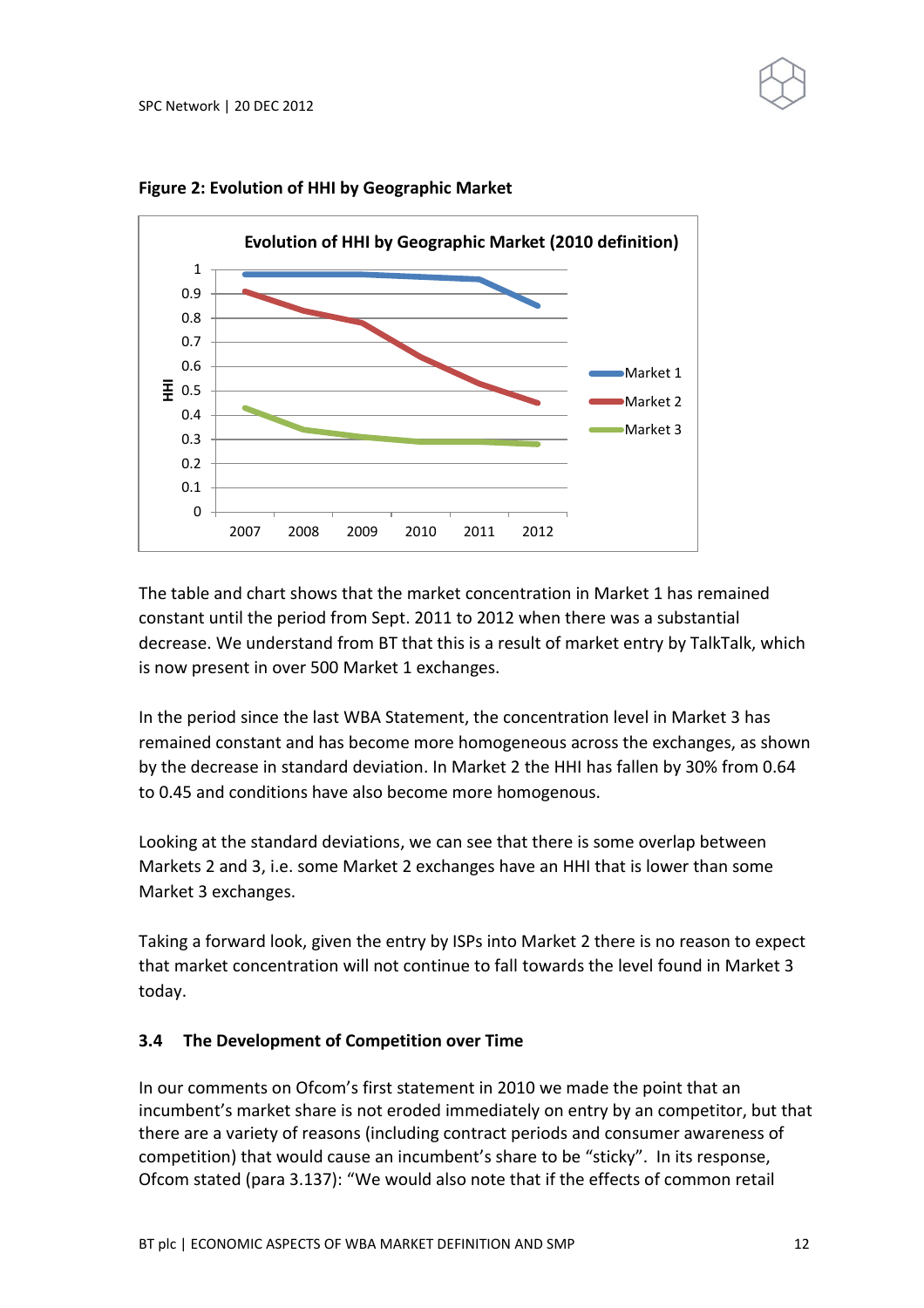**Figure 2: Evolution of HHI by Geographic Market**

Evolution of HHI by Geographic Market (2010 definition)

HHI

1
0.9
0.8
0.7
0.6
0.5
0.4
0.3
0.2
0.1
0

2007 2008 2009 2010 2011 2012

Market 1
Market 2
Market 3

The table and chart shows that the market concentration in Market 1 has remained constant until the period from Sept. 2011 to 2012 when there was a substantial decrease. We understand from BT that this is a result of market entry by TalkTalk, which is now present in over 500 Market 1 exchanges.

In the period since the last WBA Statement, the concentration level in Market 3 has remained constant and has become more homogeneous across the exchanges, as shown by the decrease in standard deviation. In Market 2 the HHI has fallen by 30% from 0.64 to 0.45 and conditions have also become more homogenous.

Looking at the standard deviations, we can see that there is some overlap between Markets 2 and 3, i.e. some Market 2 exchanges have an HHI that is lower than some Market 3 exchanges.

Taking a forward look, given the entry by ISPs into Market 2 there is no reason to expect that market concentration will not continue to fall towards the level found in Market 3 today.

### 3.4 The Development of Competition over Time

In our comments on Ofcom's first statement in 2010 we made the point that an incumbent's market share is not eroded immediately on entry by an competitor, but that there are a variety of reasons (including contract periods and consumer awareness of competition) that would cause an incumbent's share to be "sticky". In its response, Ofcom stated (para 3.137): "We would also note that if the effects of common retail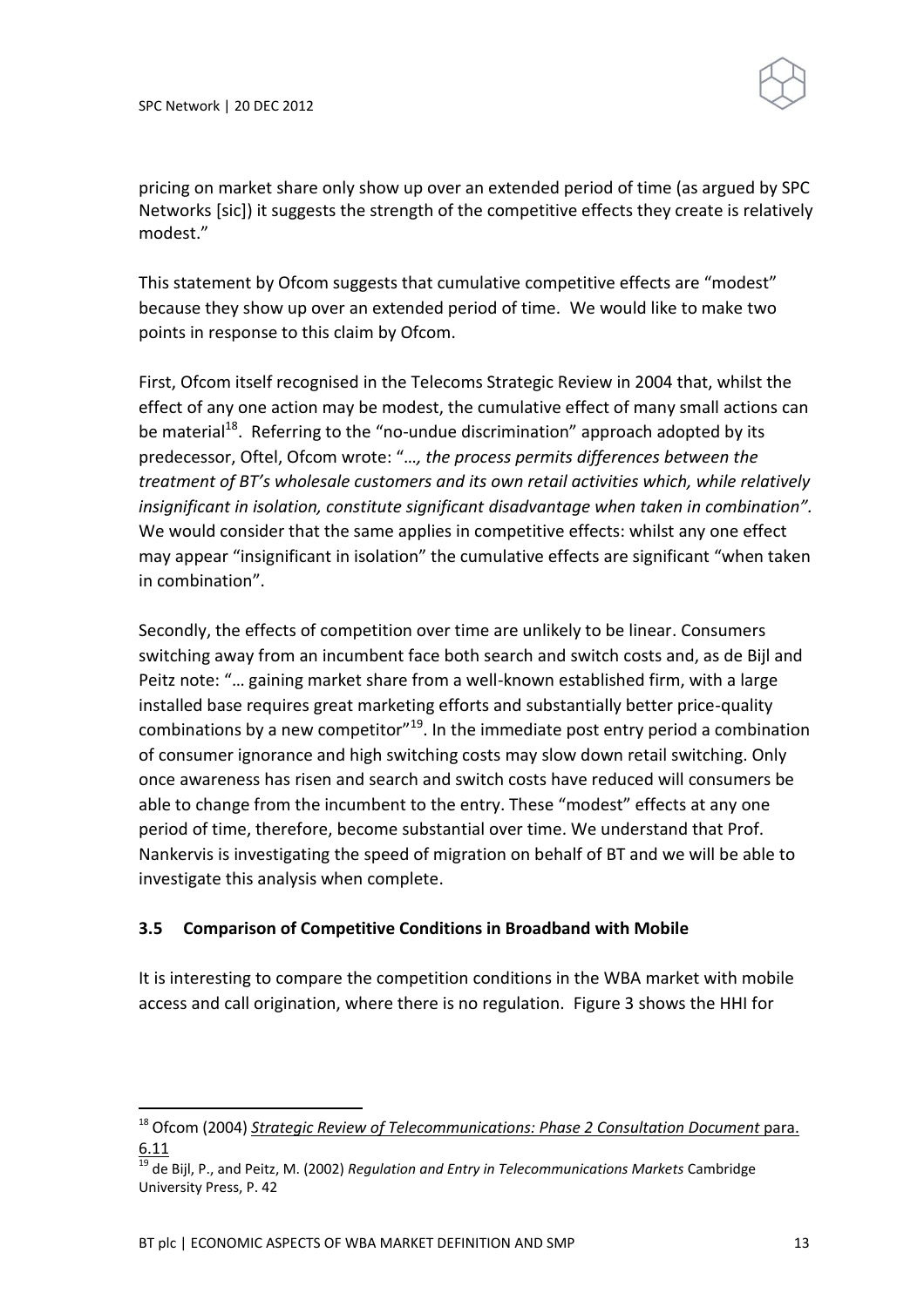pricing on market share only show up over an extended period of time (as argued by SPC Networks [sic]) it suggests the strength of the competitive effects they create is relatively modest."

This statement by Ofcom suggests that cumulative competitive effects are "modest" because they show up over an extended period of time. We would like to make two points in response to this claim by Ofcom.

First, Ofcom itself recognised in the Telecoms Strategic Review in 2004 that, whilst the effect of any one action may be modest, the cumulative effect of many small actions can be material[18]. Referring to the "no-undue discrimination" approach adopted by its predecessor, Oftel, Ofcom wrote: "*…, the process permits differences between the treatment of BT's wholesale customers and its own retail activities which, while relatively insignificant in isolation, constitute significant disadvantage when taken in combination".* We would consider that the same applies in competitive effects: whilst any one effect may appear "insignificant in isolation" the cumulative effects are significant "when taken in combination".

Secondly, the effects of competition over time are unlikely to be linear. Consumers switching away from an incumbent face both search and switch costs and, as de Bijl and Peitz note: "… gaining market share from a well-known established firm, with a large installed base requires great marketing efforts and substantially better price-quality combinations by a new competitor"[19]. In the immediate post entry period a combination of consumer ignorance and high switching costs may slow down retail switching. Only once awareness has risen and search and switch costs have reduced will consumers be able to change from the incumbent to the entry. These "modest" effects at any one period of time, therefore, become substantial over time. We understand that Prof. Nankervis is investigating the speed of migration on behalf of BT and we will be able to investigate this analysis when complete.

### 3.5 Comparison of Competitive Conditions in Broadband with Mobile

It is interesting to compare the competition conditions in the WBA market with mobile access and call origination, where there is no regulation. Figure 3 shows the HHI for

---

[18] Ofcom (2004) *Strategic Review of Telecommunications: Phase 2 Consultation Document* para. 6.11

[19] de Bijl, P., and Peitz, M. (2002) *Regulation and Entry in Telecommunications Markets* Cambridge University Press, P. 42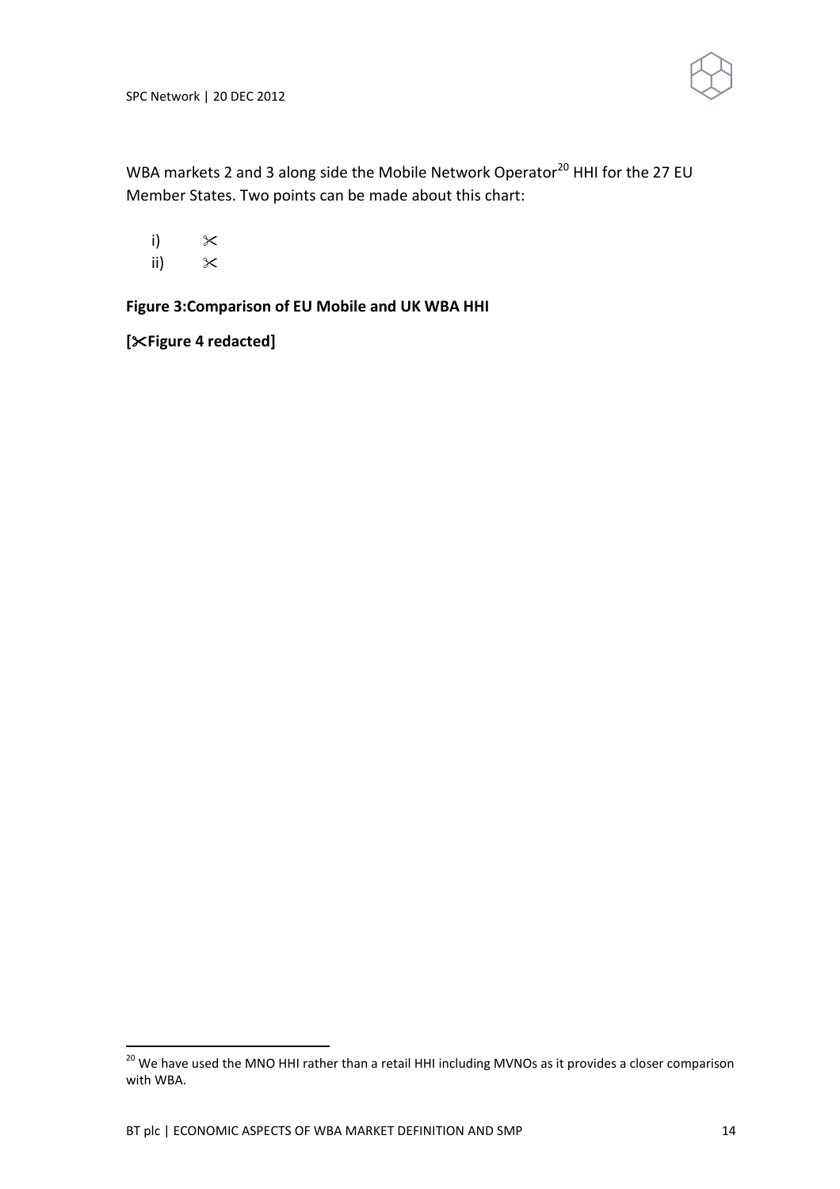WBA markets 2 and 3 along side the Mobile Network Operator[20] HHI for the 27 EU Member States. Two points can be made about this chart:

i) ✂
ii) ✂

**Figure 3:Comparison of EU Mobile and UK WBA HHI**

**[✂Figure 4 redacted]**

[20] We have used the MNO HHI rather than a retail HHI including MVNOs as it provides a closer comparison with WBA.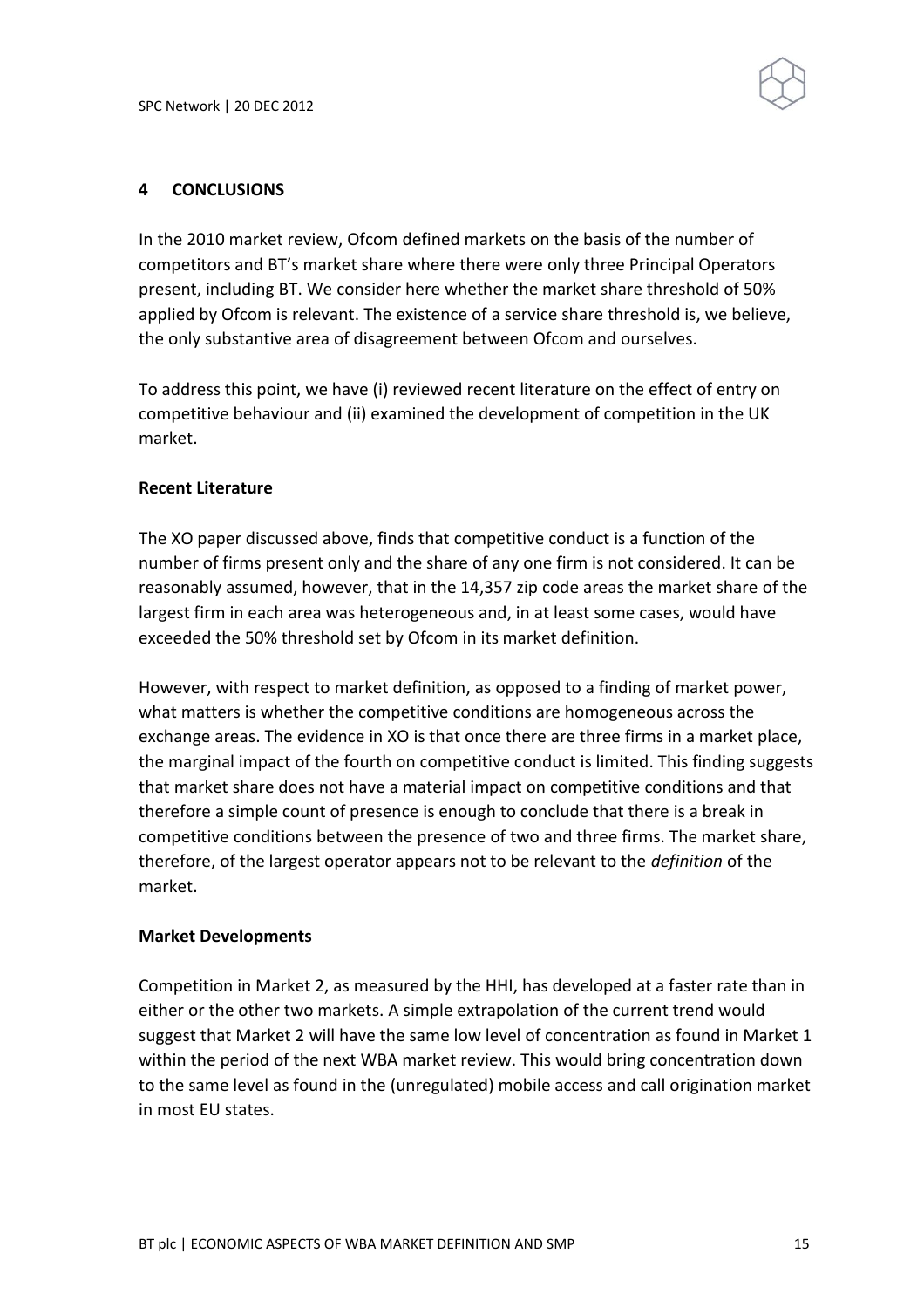## 4 CONCLUSIONS

In the 2010 market review, Ofcom defined markets on the basis of the number of competitors and BT's market share where there were only three Principal Operators present, including BT. We consider here whether the market share threshold of 50% applied by Ofcom is relevant. The existence of a service share threshold is, we believe, the only substantive area of disagreement between Ofcom and ourselves.

To address this point, we have (i) reviewed recent literature on the effect of entry on competitive behaviour and (ii) examined the development of competition in the UK market.

**Recent Literature**

The XO paper discussed above, finds that competitive conduct is a function of the number of firms present only and the share of any one firm is not considered. It can be reasonably assumed, however, that in the 14,357 zip code areas the market share of the largest firm in each area was heterogeneous and, in at least some cases, would have exceeded the 50% threshold set by Ofcom in its market definition.

However, with respect to market definition, as opposed to a finding of market power, what matters is whether the competitive conditions are homogeneous across the exchange areas. The evidence in XO is that once there are three firms in a market place, the marginal impact of the fourth on competitive conduct is limited. This finding suggests that market share does not have a material impact on competitive conditions and that therefore a simple count of presence is enough to conclude that there is a break in competitive conditions between the presence of two and three firms. The market share, therefore, of the largest operator appears not to be relevant to the *definition* of the market.

**Market Developments**

Competition in Market 2, as measured by the HHI, has developed at a faster rate than in either or the other two markets. A simple extrapolation of the current trend would suggest that Market 2 will have the same low level of concentration as found in Market 1 within the period of the next WBA market review. This would bring concentration down to the same level as found in the (unregulated) mobile access and call origination market in most EU states.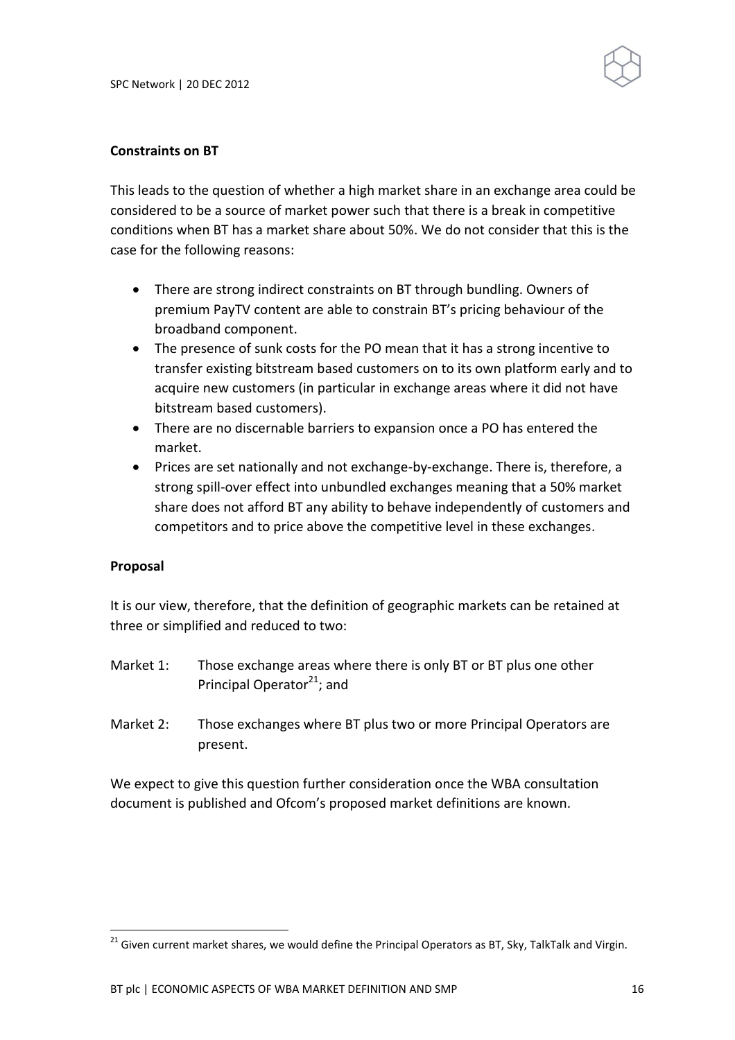**Constraints on BT**

This leads to the question of whether a high market share in an exchange area could be considered to be a source of market power such that there is a break in competitive conditions when BT has a market share about 50%. We do not consider that this is the case for the following reasons:

- There are strong indirect constraints on BT through bundling. Owners of premium PayTV content are able to constrain BT's pricing behaviour of the broadband component.
- The presence of sunk costs for the PO mean that it has a strong incentive to transfer existing bitstream based customers on to its own platform early and to acquire new customers (in particular in exchange areas where it did not have bitstream based customers).
- There are no discernable barriers to expansion once a PO has entered the market.
- Prices are set nationally and not exchange-by-exchange. There is, therefore, a strong spill-over effect into unbundled exchanges meaning that a 50% market share does not afford BT any ability to behave independently of customers and competitors and to price above the competitive level in these exchanges.

**Proposal**

It is our view, therefore, that the definition of geographic markets can be retained at three or simplified and reduced to two:

Market 1: Those exchange areas where there is only BT or BT plus one other Principal Operator[21]; and

Market 2: Those exchanges where BT plus two or more Principal Operators are present.

We expect to give this question further consideration once the WBA consultation document is published and Ofcom's proposed market definitions are known.

[21] Given current market shares, we would define the Principal Operators as BT, Sky, TalkTalk and Virgin.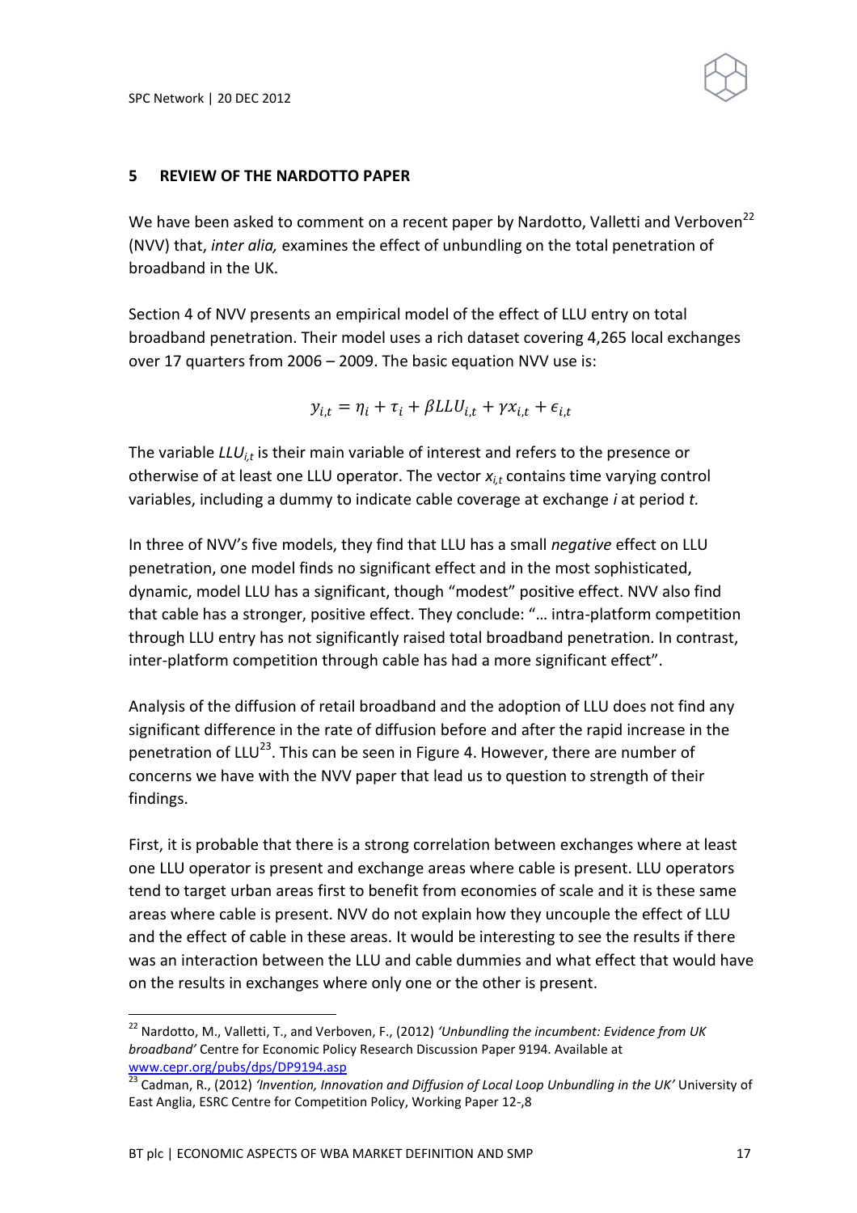## 5 REVIEW OF THE NARDOTTO PAPER

We have been asked to comment on a recent paper by Nardotto, Valletti and Verboven[22] (NVV) that, *inter alia,* examines the effect of unbundling on the total penetration of broadband in the UK.

Section 4 of NVV presents an empirical model of the effect of LLU entry on total broadband penetration. Their model uses a rich dataset covering 4,265 local exchanges over 17 quarters from 2006 – 2009. The basic equation NVV use is:

$$y_{i,t} = \eta_i + \tau_i + \beta LLU_{i,t} + \gamma x_{i,t} + \epsilon_{i,t}$$

The variable $LLU_{i,t}$ is their main variable of interest and refers to the presence or otherwise of at least one LLU operator. The vector $x_{i,t}$ contains time varying control variables, including a dummy to indicate cable coverage at exchange *i* at period *t.*

In three of NVV's five models, they find that LLU has a small *negative* effect on LLU penetration, one model finds no significant effect and in the most sophisticated, dynamic, model LLU has a significant, though "modest" positive effect. NVV also find that cable has a stronger, positive effect. They conclude: "… intra-platform competition through LLU entry has not significantly raised total broadband penetration. In contrast, inter-platform competition through cable has had a more significant effect".

Analysis of the diffusion of retail broadband and the adoption of LLU does not find any significant difference in the rate of diffusion before and after the rapid increase in the penetration of LLU[23]. This can be seen in Figure 4. However, there are number of concerns we have with the NVV paper that lead us to question to strength of their findings.

First, it is probable that there is a strong correlation between exchanges where at least one LLU operator is present and exchange areas where cable is present. LLU operators tend to target urban areas first to benefit from economies of scale and it is these same areas where cable is present. NVV do not explain how they uncouple the effect of LLU and the effect of cable in these areas. It would be interesting to see the results if there was an interaction between the LLU and cable dummies and what effect that would have on the results in exchanges where only one or the other is present.

---

[22] Nardotto, M., Valletti, T., and Verboven, F., (2012) *'Unbundling the incumbent: Evidence from UK broadband'* Centre for Economic Policy Research Discussion Paper 9194. Available at www.cepr.org/pubs/dps/DP9194.asp

[23] Cadman, R., (2012) *'Invention, Innovation and Diffusion of Local Loop Unbundling in the UK'* University of East Anglia, ESRC Centre for Competition Policy, Working Paper 12-,8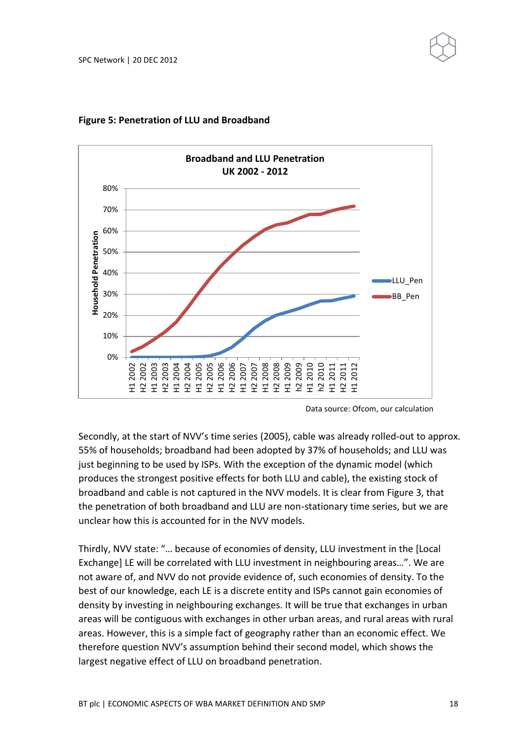**Figure 5: Penetration of LLU and Broadband**

Broadband and LLU Penetration
UK 2002 - 2012

Household Penetration

80%
70%
60%
50%
40%
30%
20%
10%
0%

H1 2002
H2 2002
H1 2003
H2 2003
H1 2004
H2 2004
H1 2005
H2 2005
H1 2006
H2 2006
H1 2007
H2 2007
H1 2008
H2 2008
H1 2009
h2 2009
H1 2010
h2 2010
H1 2011
H2 2011
H1 2012

LLU_Pen
BB_Pen

Data source: Ofcom, our calculation

Secondly, at the start of NVV's time series (2005), cable was already rolled-out to approx. 55% of households; broadband had been adopted by 37% of households; and LLU was just beginning to be used by ISPs. With the exception of the dynamic model (which produces the strongest positive effects for both LLU and cable), the existing stock of broadband and cable is not captured in the NVV models. It is clear from Figure 3, that the penetration of both broadband and LLU are non-stationary time series, but we are unclear how this is accounted for in the NVV models.

Thirdly, NVV state: "… because of economies of density, LLU investment in the [Local Exchange] LE will be correlated with LLU investment in neighbouring areas…". We are not aware of, and NVV do not provide evidence of, such economies of density. To the best of our knowledge, each LE is a discrete entity and ISPs cannot gain economies of density by investing in neighbouring exchanges. It will be true that exchanges in urban areas will be contiguous with exchanges in other urban areas, and rural areas with rural areas. However, this is a simple fact of geography rather than an economic effect. We therefore question NVV's assumption behind their second model, which shows the largest negative effect of LLU on broadband penetration.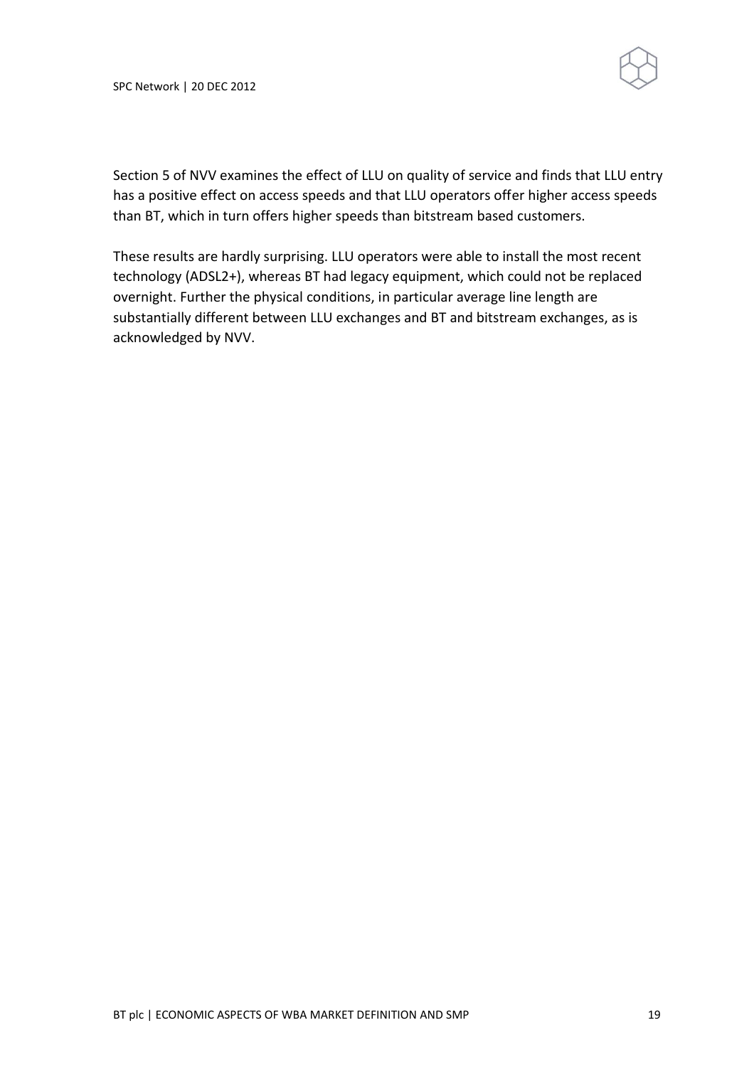Section 5 of NVV examines the effect of LLU on quality of service and finds that LLU entry has a positive effect on access speeds and that LLU operators offer higher access speeds than BT, which in turn offers higher speeds than bitstream based customers.

These results are hardly surprising. LLU operators were able to install the most recent technology (ADSL2+), whereas BT had legacy equipment, which could not be replaced overnight. Further the physical conditions, in particular average line length are substantially different between LLU exchanges and BT and bitstream exchanges, as is acknowledged by NVV.